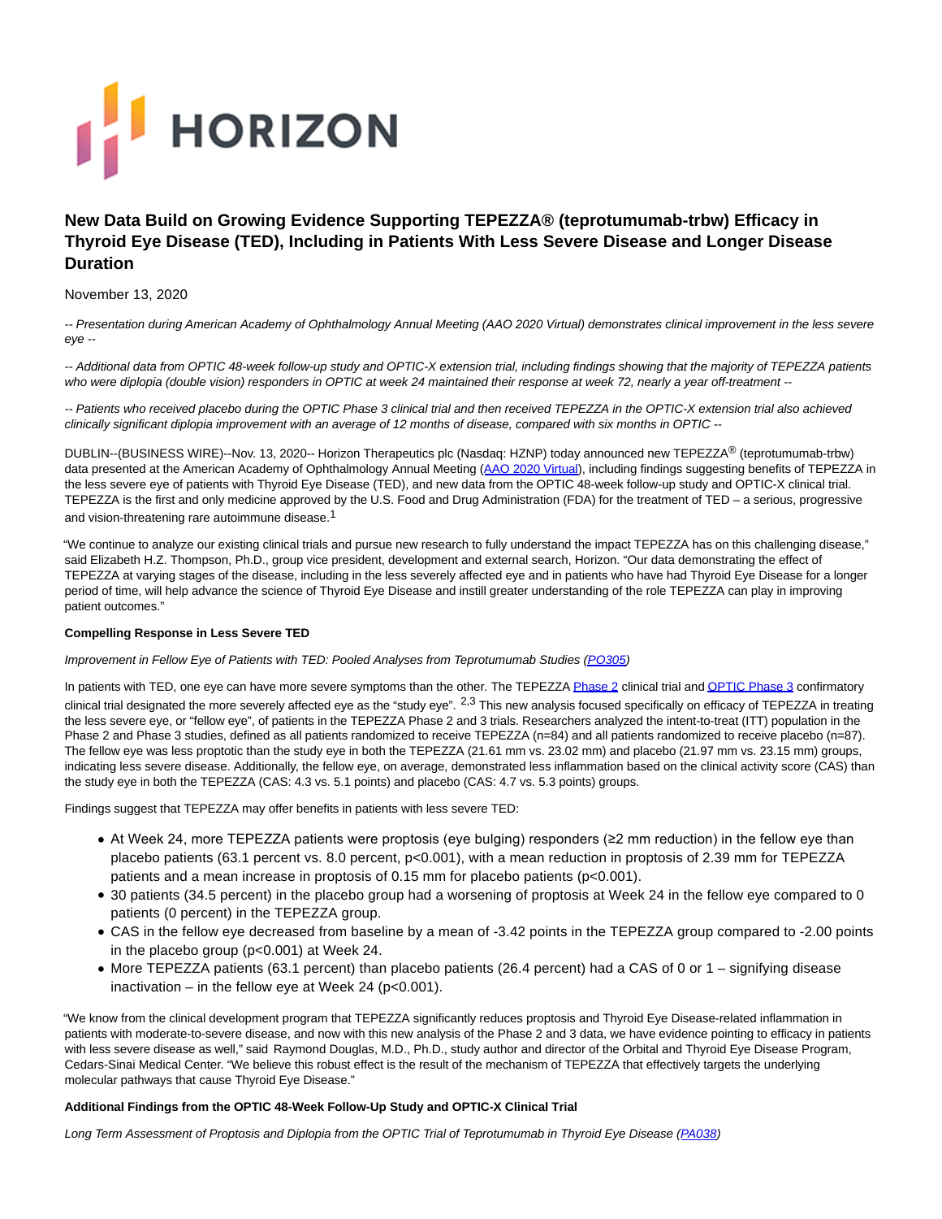# New Data Build on Growing Evidence Supporting TEPEZZA® (teprotumumab-trbw) Efficacy in Thyroid Eye Disease (TED), Including in Patients With Less Severe Disease and Longer Disease Duration

November 13, 2020

*-- Presentation during American Academy of Ophthalmology Annual Meeting (AAO 2020 Virtual) demonstrates clinical improvement in the less severe eye --*

*-- Additional data from OPTIC 48-week follow-up study and OPTIC-X extension trial, including findings showing that the majority of TEPEZZA patients who were diplopia (double vision) responders in OPTIC at week 24 maintained their response at week 72, nearly a year off-treatment --*

*-- Patients who received placebo during the OPTIC Phase 3 clinical trial and then received TEPEZZA in the OPTIC-X extension trial also achieved clinically significant diplopia improvement with an average of 12 months of disease, compared with six months in OPTIC --*

DUBLIN--(BUSINESS WIRE)--Nov. 13, 2020-- Horizon Therapeutics plc (Nasdaq: HZNP) today announced new TEPEZZA® (teprotumumab-trbw) data presented at the American Academy of Ophthalmology Annual Meeting (AAO 2020 Virtual), including findings suggesting benefits of TEPEZZA in the less severe eye of patients with Thyroid Eye Disease (TED), and new data from the OPTIC 48-week follow-up study and OPTIC-X clinical trial. TEPEZZA is the first and only medicine approved by the U.S. Food and Drug Administration (FDA) for the treatment of TED – a serious, progressive and vision-threatening rare autoimmune disease.[1]

"We continue to analyze our existing clinical trials and pursue new research to fully understand the impact TEPEZZA has on this challenging disease," said Elizabeth H.Z. Thompson, Ph.D., group vice president, development and external search, Horizon. "Our data demonstrating the effect of TEPEZZA at varying stages of the disease, including in the less severely affected eye and in patients who have had Thyroid Eye Disease for a longer period of time, will help advance the science of Thyroid Eye Disease and instill greater understanding of the role TEPEZZA can play in improving patient outcomes."

**Compelling Response in Less Severe TED**

*Improvement in Fellow Eye of Patients with TED: Pooled Analyses from Teprotumumab Studies (PO305)*

In patients with TED, one eye can have more severe symptoms than the other. The TEPEZZA Phase 2 clinical trial and OPTIC Phase 3 confirmatory clinical trial designated the more severely affected eye as the "study eye".[2,3] This new analysis focused specifically on efficacy of TEPEZZA in treating the less severe eye, or "fellow eye", of patients in the TEPEZZA Phase 2 and 3 trials. Researchers analyzed the intent-to-treat (ITT) population in the Phase 2 and Phase 3 studies, defined as all patients randomized to receive TEPEZZA (n=84) and all patients randomized to receive placebo (n=87). The fellow eye was less proptotic than the study eye in both the TEPEZZA (21.61 mm vs. 23.02 mm) and placebo (21.97 mm vs. 23.15 mm) groups, indicating less severe disease. Additionally, the fellow eye, on average, demonstrated less inflammation based on the clinical activity score (CAS) than the study eye in both the TEPEZZA (CAS: 4.3 vs. 5.1 points) and placebo (CAS: 4.7 vs. 5.3 points) groups.

Findings suggest that TEPEZZA may offer benefits in patients with less severe TED:

- At Week 24, more TEPEZZA patients were proptosis (eye bulging) responders (≥2 mm reduction) in the fellow eye than placebo patients (63.1 percent vs. 8.0 percent, $p<0.001$), with a mean reduction in proptosis of 2.39 mm for TEPEZZA patients and a mean increase in proptosis of 0.15 mm for placebo patients ($p<0.001$).
- 30 patients (34.5 percent) in the placebo group had a worsening of proptosis at Week 24 in the fellow eye compared to 0 patients (0 percent) in the TEPEZZA group.
- CAS in the fellow eye decreased from baseline by a mean of -3.42 points in the TEPEZZA group compared to -2.00 points in the placebo group ($p<0.001$) at Week 24.
- More TEPEZZA patients (63.1 percent) than placebo patients (26.4 percent) had a CAS of 0 or 1 – signifying disease inactivation – in the fellow eye at Week 24 ($p<0.001$).

"We know from the clinical development program that TEPEZZA significantly reduces proptosis and Thyroid Eye Disease-related inflammation in patients with moderate-to-severe disease, and now with this new analysis of the Phase 2 and 3 data, we have evidence pointing to efficacy in patients with less severe disease as well," said Raymond Douglas, M.D., Ph.D., study author and director of the Orbital and Thyroid Eye Disease Program, Cedars-Sinai Medical Center. "We believe this robust effect is the result of the mechanism of TEPEZZA that effectively targets the underlying molecular pathways that cause Thyroid Eye Disease."

**Additional Findings from the OPTIC 48-Week Follow-Up Study and OPTIC-X Clinical Trial**

*Long Term Assessment of Proptosis and Diplopia from the OPTIC Trial of Teprotumumab in Thyroid Eye Disease (PA038)*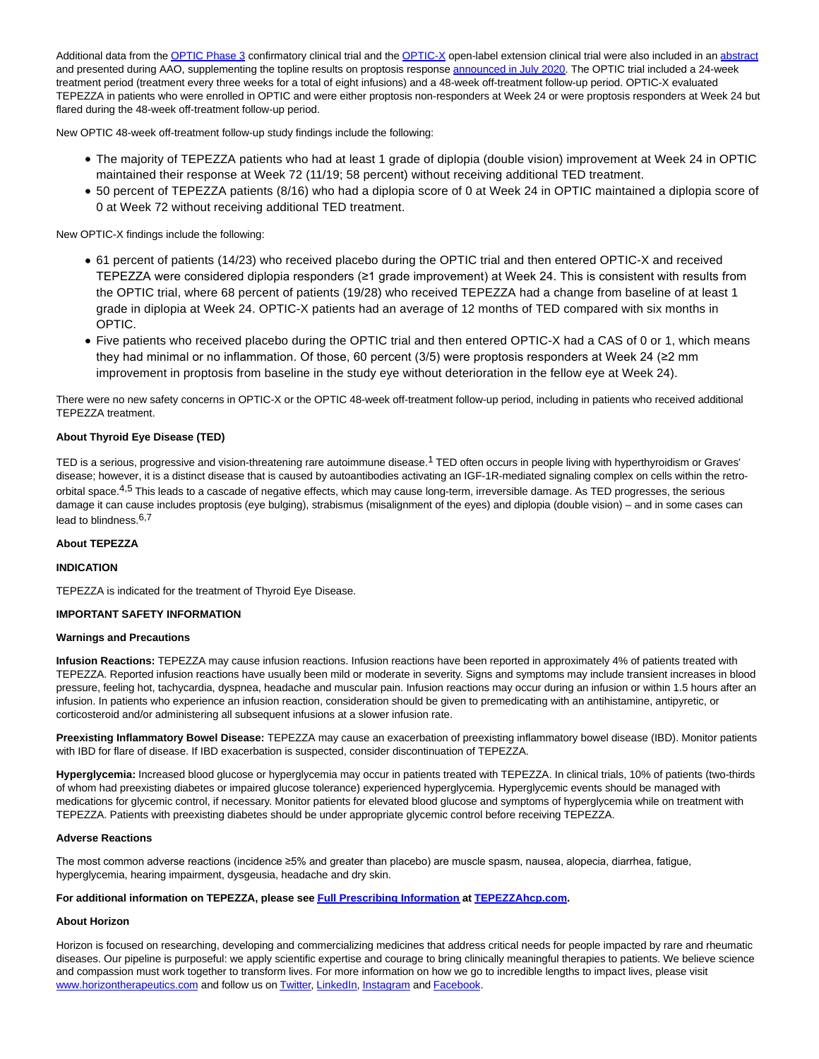Additional data from the OPTIC Phase 3 confirmatory clinical trial and the OPTIC-X open-label extension clinical trial were also included in an abstract and presented during AAO, supplementing the topline results on proptosis response announced in July 2020. The OPTIC trial included a 24-week treatment period (treatment every three weeks for a total of eight infusions) and a 48-week off-treatment follow-up period. OPTIC-X evaluated TEPEZZA in patients who were enrolled in OPTIC and were either proptosis non-responders at Week 24 or were proptosis responders at Week 24 but flared during the 48-week off-treatment follow-up period.

New OPTIC 48-week off-treatment follow-up study findings include the following:

- The majority of TEPEZZA patients who had at least 1 grade of diplopia (double vision) improvement at Week 24 in OPTIC maintained their response at Week 72 (11/19; 58 percent) without receiving additional TED treatment.
- 50 percent of TEPEZZA patients (8/16) who had a diplopia score of 0 at Week 24 in OPTIC maintained a diplopia score of 0 at Week 72 without receiving additional TED treatment.

New OPTIC-X findings include the following:

- 61 percent of patients (14/23) who received placebo during the OPTIC trial and then entered OPTIC-X and received TEPEZZA were considered diplopia responders (≥1 grade improvement) at Week 24. This is consistent with results from the OPTIC trial, where 68 percent of patients (19/28) who received TEPEZZA had a change from baseline of at least 1 grade in diplopia at Week 24. OPTIC-X patients had an average of 12 months of TED compared with six months in OPTIC.
- Five patients who received placebo during the OPTIC trial and then entered OPTIC-X had a CAS of 0 or 1, which means they had minimal or no inflammation. Of those, 60 percent (3/5) were proptosis responders at Week 24 (≥2 mm improvement in proptosis from baseline in the study eye without deterioration in the fellow eye at Week 24).

There were no new safety concerns in OPTIC-X or the OPTIC 48-week off-treatment follow-up period, including in patients who received additional TEPEZZA treatment.

**About Thyroid Eye Disease (TED)**

TED is a serious, progressive and vision-threatening rare autoimmune disease.[1] TED often occurs in people living with hyperthyroidism or Graves' disease; however, it is a distinct disease that is caused by autoantibodies activating an IGF-1R-mediated signaling complex on cells within the retro-orbital space.[4,5] This leads to a cascade of negative effects, which may cause long-term, irreversible damage. As TED progresses, the serious damage it can cause includes proptosis (eye bulging), strabismus (misalignment of the eyes) and diplopia (double vision) – and in some cases can lead to blindness.[6,7]

**About TEPEZZA**

**INDICATION**

TEPEZZA is indicated for the treatment of Thyroid Eye Disease.

**IMPORTANT SAFETY INFORMATION**

**Warnings and Precautions**

**Infusion Reactions:** TEPEZZA may cause infusion reactions. Infusion reactions have been reported in approximately 4% of patients treated with TEPEZZA. Reported infusion reactions have usually been mild or moderate in severity. Signs and symptoms may include transient increases in blood pressure, feeling hot, tachycardia, dyspnea, headache and muscular pain. Infusion reactions may occur during an infusion or within 1.5 hours after an infusion. In patients who experience an infusion reaction, consideration should be given to premedicating with an antihistamine, antipyretic, or corticosteroid and/or administering all subsequent infusions at a slower infusion rate.

**Preexisting Inflammatory Bowel Disease:** TEPEZZA may cause an exacerbation of preexisting inflammatory bowel disease (IBD). Monitor patients with IBD for flare of disease. If IBD exacerbation is suspected, consider discontinuation of TEPEZZA.

**Hyperglycemia:** Increased blood glucose or hyperglycemia may occur in patients treated with TEPEZZA. In clinical trials, 10% of patients (two-thirds of whom had preexisting diabetes or impaired glucose tolerance) experienced hyperglycemia. Hyperglycemic events should be managed with medications for glycemic control, if necessary. Monitor patients for elevated blood glucose and symptoms of hyperglycemia while on treatment with TEPEZZA. Patients with preexisting diabetes should be under appropriate glycemic control before receiving TEPEZZA.

**Adverse Reactions**

The most common adverse reactions (incidence ≥5% and greater than placebo) are muscle spasm, nausea, alopecia, diarrhea, fatigue, hyperglycemia, hearing impairment, dysgeusia, headache and dry skin.

**For additional information on TEPEZZA, please see Full Prescribing Information at TEPEZZAhcp.com.**

**About Horizon**

Horizon is focused on researching, developing and commercializing medicines that address critical needs for people impacted by rare and rheumatic diseases. Our pipeline is purposeful: we apply scientific expertise and courage to bring clinically meaningful therapies to patients. We believe science and compassion must work together to transform lives. For more information on how we go to incredible lengths to impact lives, please visit www.horizontherapeutics.com and follow us on Twitter, LinkedIn, Instagram and Facebook.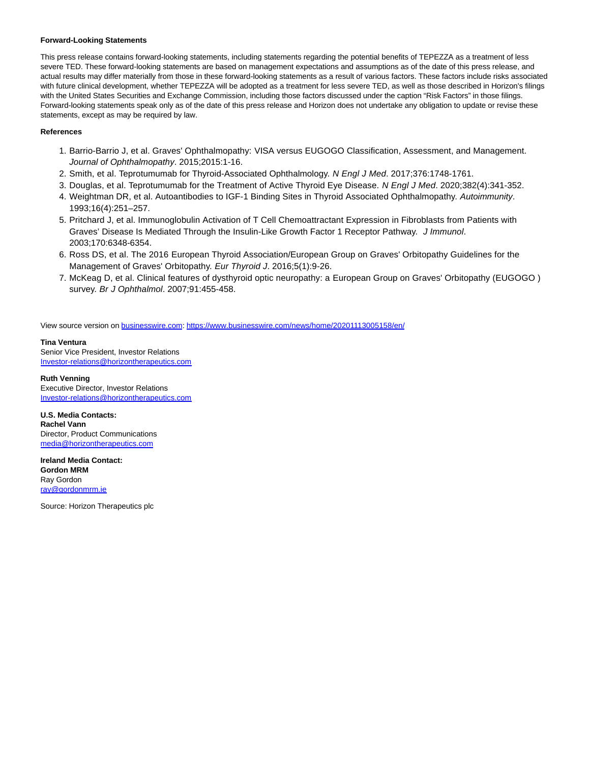**Forward-Looking Statements**

This press release contains forward-looking statements, including statements regarding the potential benefits of TEPEZZA as a treatment of less severe TED. These forward-looking statements are based on management expectations and assumptions as of the date of this press release, and actual results may differ materially from those in these forward-looking statements as a result of various factors. These factors include risks associated with future clinical development, whether TEPEZZA will be adopted as a treatment for less severe TED, as well as those described in Horizon's filings with the United States Securities and Exchange Commission, including those factors discussed under the caption "Risk Factors" in those filings. Forward-looking statements speak only as of the date of this press release and Horizon does not undertake any obligation to update or revise these statements, except as may be required by law.

**References**

1. Barrio-Barrio J, et al. Graves' Ophthalmopathy: VISA versus EUGOGO Classification, Assessment, and Management. *Journal of Ophthalmopathy*. 2015;2015:1-16.
2. Smith, et al. Teprotumumab for Thyroid-Associated Ophthalmology. *N Engl J Med*. 2017;376:1748-1761.
3. Douglas, et al. Teprotumumab for the Treatment of Active Thyroid Eye Disease. *N Engl J Med*. 2020;382(4):341-352.
4. Weightman DR, et al. Autoantibodies to IGF-1 Binding Sites in Thyroid Associated Ophthalmopathy. *Autoimmunity*. 1993;16(4):251–257.
5. Pritchard J, et al. Immunoglobulin Activation of T Cell Chemoattractant Expression in Fibroblasts from Patients with Graves' Disease Is Mediated Through the Insulin-Like Growth Factor 1 Receptor Pathway. *J Immunol*. 2003;170:6348-6354.
6. Ross DS, et al. The 2016 European Thyroid Association/European Group on Graves' Orbitopathy Guidelines for the Management of Graves' Orbitopathy. *Eur Thyroid J*. 2016;5(1):9-26.
7. McKeag D, et al. Clinical features of dysthyroid optic neuropathy: a European Group on Graves' Orbitopathy (EUGOGO ) survey. *Br J Ophthalmol*. 2007;91:455-458.

View source version on businesswire.com: https://www.businesswire.com/news/home/20201113005158/en/

**Tina Ventura**
Senior Vice President, Investor Relations
Investor-relations@horizontherapeutics.com

**Ruth Venning**
Executive Director, Investor Relations
Investor-relations@horizontherapeutics.com

**U.S. Media Contacts:**
**Rachel Vann**
Director, Product Communications
media@horizontherapeutics.com

**Ireland Media Contact:**
**Gordon MRM**
Ray Gordon
ray@gordonmrm.ie

Source: Horizon Therapeutics plc